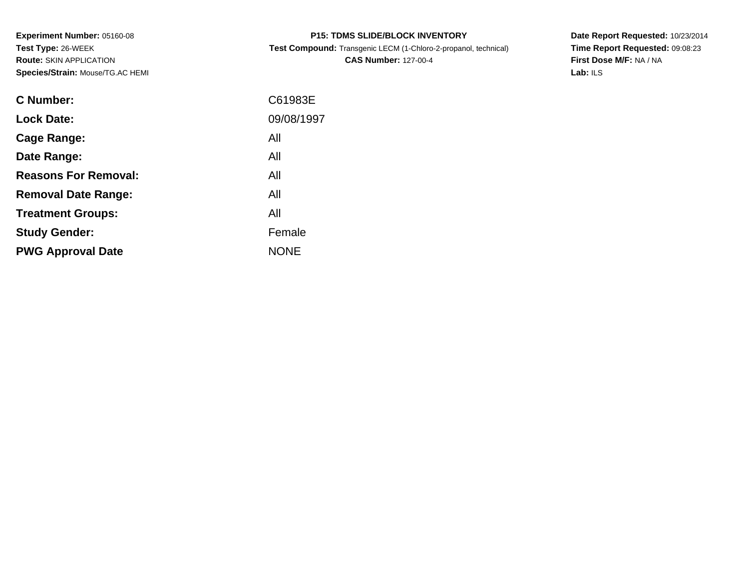**Experiment Number:** 05160-08
**Test Type:** 26-WEEK
**Route:** SKIN APPLICATION
**Species/Strain:** Mouse/TG.AC HEMI

**P15: TDMS SLIDE/BLOCK INVENTORY**
**Test Compound:** Transgenic LECM (1-Chloro-2-propanol, technical)
**CAS Number:** 127-00-4

**Date Report Requested:** 10/23/2014
**Time Report Requested:** 09:08:23
**First Dose M/F:** NA / NA
**Lab:** ILS

| | |
|---|---|
| **C Number:** | C61983E |
| **Lock Date:** | 09/08/1997 |
| **Cage Range:** | All |
| **Date Range:** | All |
| **Reasons For Removal:** | All |
| **Removal Date Range:** | All |
| **Treatment Groups:** | All |
| **Study Gender:** | Female |
| **PWG Approval Date** | NONE |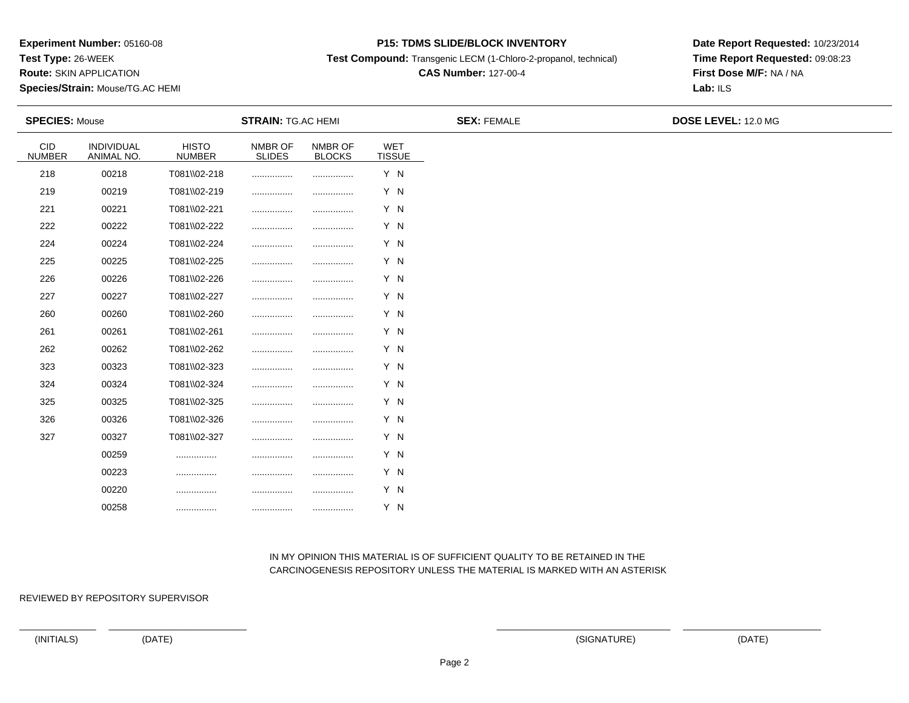**Experiment Number:** 05160-08
**Test Type:** 26-WEEK
**Route:** SKIN APPLICATION
**Species/Strain:** Mouse/TG.AC HEMI

**P15: TDMS SLIDE/BLOCK INVENTORY**
**Test Compound:** Transgenic LECM (1-Chloro-2-propanol, technical)
**CAS Number:** 127-00-4

**Date Report Requested:** 10/23/2014
**Time Report Requested:** 09:08:23
**First Dose M/F:** NA / NA
**Lab:** ILS

**SPECIES:** Mouse **STRAIN:** TG.AC HEMI **SEX:** FEMALE **DOSE LEVEL:** 12.0 MG

| CID NUMBER | INDIVIDUAL ANIMAL NO. | HISTO NUMBER | NMBR OF SLIDES | NMBR OF BLOCKS | WET TISSUE |
|---|---|---|---|---|---|
| 218 | 00218 | T081\\02-218 | ................ | ................ | Y N |
| 219 | 00219 | T081\\02-219 | ................ | ................ | Y N |
| 221 | 00221 | T081\\02-221 | ................ | ................ | Y N |
| 222 | 00222 | T081\\02-222 | ................ | ................ | Y N |
| 224 | 00224 | T081\\02-224 | ................ | ................ | Y N |
| 225 | 00225 | T081\\02-225 | ................ | ................ | Y N |
| 226 | 00226 | T081\\02-226 | ................ | ................ | Y N |
| 227 | 00227 | T081\\02-227 | ................ | ................ | Y N |
| 260 | 00260 | T081\\02-260 | ................ | ................ | Y N |
| 261 | 00261 | T081\\02-261 | ................ | ................ | Y N |
| 262 | 00262 | T081\\02-262 | ................ | ................ | Y N |
| 323 | 00323 | T081\\02-323 | ................ | ................ | Y N |
| 324 | 00324 | T081\\02-324 | ................ | ................ | Y N |
| 325 | 00325 | T081\\02-325 | ................ | ................ | Y N |
| 326 | 00326 | T081\\02-326 | ................ | ................ | Y N |
| 327 | 00327 | T081\\02-327 | ................ | ................ | Y N |
| | 00259 | ................ | ................ | ................ | Y N |
| | 00223 | ................ | ................ | ................ | Y N |
| | 00220 | ................ | ................ | ................ | Y N |
| | 00258 | ................ | ................ | ................ | Y N |

IN MY OPINION THIS MATERIAL IS OF SUFFICIENT QUALITY TO BE RETAINED IN THE CARCINOGENESIS REPOSITORY UNLESS THE MATERIAL IS MARKED WITH AN ASTERISK

REVIEWED BY REPOSITORY SUPERVISOR

(INITIALS) (DATE) (SIGNATURE) (DATE)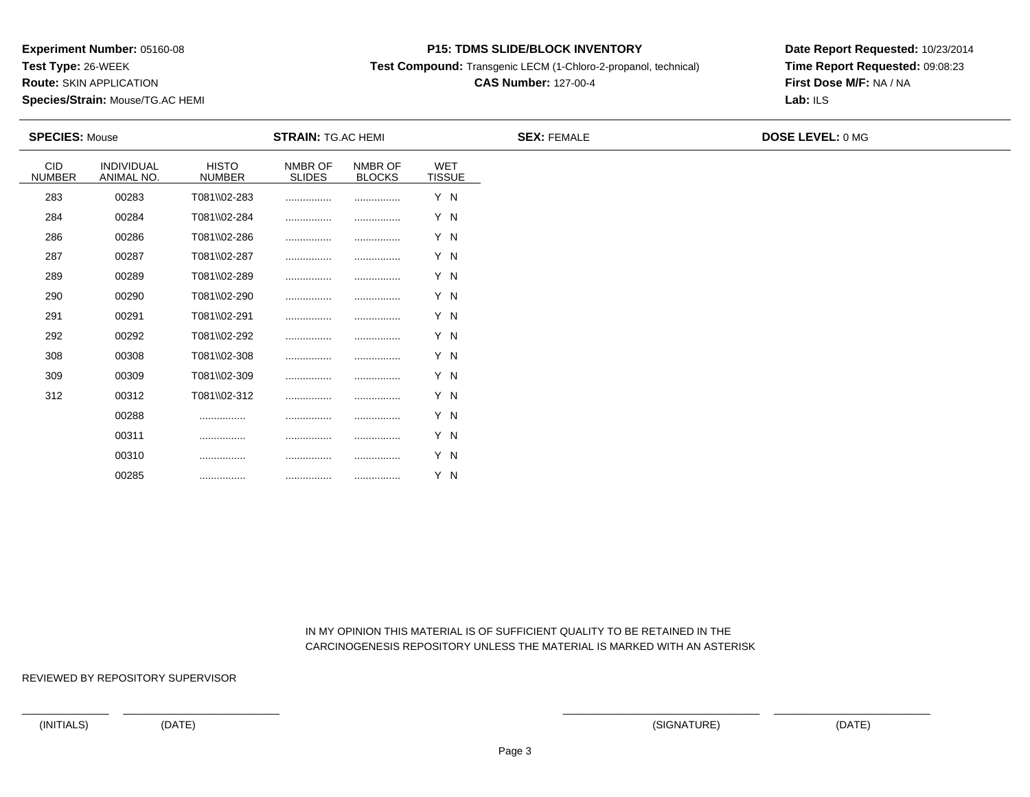**Experiment Number:** 05160-08
**Test Type:** 26-WEEK
**Route:** SKIN APPLICATION
**Species/Strain:** Mouse/TG.AC HEMI

**P15: TDMS SLIDE/BLOCK INVENTORY**
**Test Compound:** Transgenic LECM (1-Chloro-2-propanol, technical)
**CAS Number:** 127-00-4

**Date Report Requested:** 10/23/2014
**Time Report Requested:** 09:08:23
**First Dose M/F:** NA / NA
**Lab:** ILS

**SPECIES:** Mouse **STRAIN:** TG.AC HEMI **SEX:** FEMALE **DOSE LEVEL:** 0 MG

| CID NUMBER | INDIVIDUAL ANIMAL NO. | HISTO NUMBER | NMBR OF SLIDES | NMBR OF BLOCKS | WET TISSUE |
|---|---|---|---|---|---|
| 283 | 00283 | T081\\02-283 | ................ | ................ | Y N |
| 284 | 00284 | T081\\02-284 | ................ | ................ | Y N |
| 286 | 00286 | T081\\02-286 | ................ | ................ | Y N |
| 287 | 00287 | T081\\02-287 | ................ | ................ | Y N |
| 289 | 00289 | T081\\02-289 | ................ | ................ | Y N |
| 290 | 00290 | T081\\02-290 | ................ | ................ | Y N |
| 291 | 00291 | T081\\02-291 | ................ | ................ | Y N |
| 292 | 00292 | T081\\02-292 | ................ | ................ | Y N |
| 308 | 00308 | T081\\02-308 | ................ | ................ | Y N |
| 309 | 00309 | T081\\02-309 | ................ | ................ | Y N |
| 312 | 00312 | T081\\02-312 | ................ | ................ | Y N |
| | 00288 | ................ | ................ | ................ | Y N |
| | 00311 | ................ | ................ | ................ | Y N |
| | 00310 | ................ | ................ | ................ | Y N |
| | 00285 | ................ | ................ | ................ | Y N |

IN MY OPINION THIS MATERIAL IS OF SUFFICIENT QUALITY TO BE RETAINED IN THE CARCINOGENESIS REPOSITORY UNLESS THE MATERIAL IS MARKED WITH AN ASTERISK

REVIEWED BY REPOSITORY SUPERVISOR

(INITIALS) (DATE) (SIGNATURE) (DATE)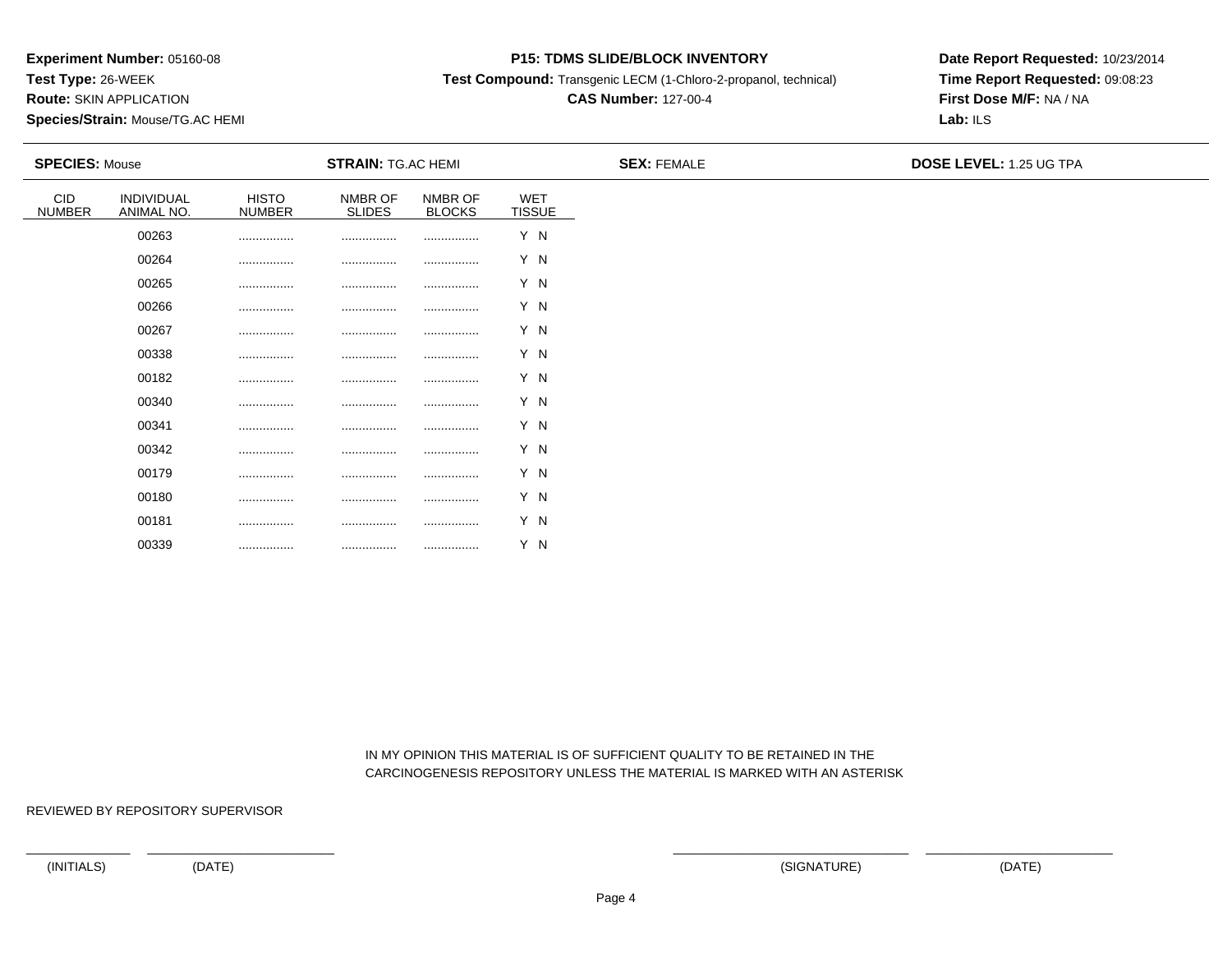**Experiment Number:** 05160-08
**Test Type:** 26-WEEK
**Route:** SKIN APPLICATION
**Species/Strain:** Mouse/TG.AC HEMI

**P15: TDMS SLIDE/BLOCK INVENTORY**
**Test Compound:** Transgenic LECM (1-Chloro-2-propanol, technical)
**CAS Number:** 127-00-4

**Date Report Requested:** 10/23/2014
**Time Report Requested:** 09:08:23
**First Dose M/F:** NA / NA
**Lab:** ILS

**SPECIES:** Mouse | **STRAIN:** TG.AC HEMI | **SEX:** FEMALE | **DOSE LEVEL:** 1.25 UG TPA

| CID NUMBER | INDIVIDUAL ANIMAL NO. | HISTO NUMBER | NMBR OF SLIDES | NMBR OF BLOCKS | WET TISSUE |
|---|---|---|---|---|---|
| | 00263 | ................ | ................ | ................ | Y N |
| | 00264 | ................ | ................ | ................ | Y N |
| | 00265 | ................ | ................ | ................ | Y N |
| | 00266 | ................ | ................ | ................ | Y N |
| | 00267 | ................ | ................ | ................ | Y N |
| | 00338 | ................ | ................ | ................ | Y N |
| | 00182 | ................ | ................ | ................ | Y N |
| | 00340 | ................ | ................ | ................ | Y N |
| | 00341 | ................ | ................ | ................ | Y N |
| | 00342 | ................ | ................ | ................ | Y N |
| | 00179 | ................ | ................ | ................ | Y N |
| | 00180 | ................ | ................ | ................ | Y N |
| | 00181 | ................ | ................ | ................ | Y N |
| | 00339 | ................ | ................ | ................ | Y N |

IN MY OPINION THIS MATERIAL IS OF SUFFICIENT QUALITY TO BE RETAINED IN THE CARCINOGENESIS REPOSITORY UNLESS THE MATERIAL IS MARKED WITH AN ASTERISK

REVIEWED BY REPOSITORY SUPERVISOR

(INITIALS) (DATE) (SIGNATURE) (DATE)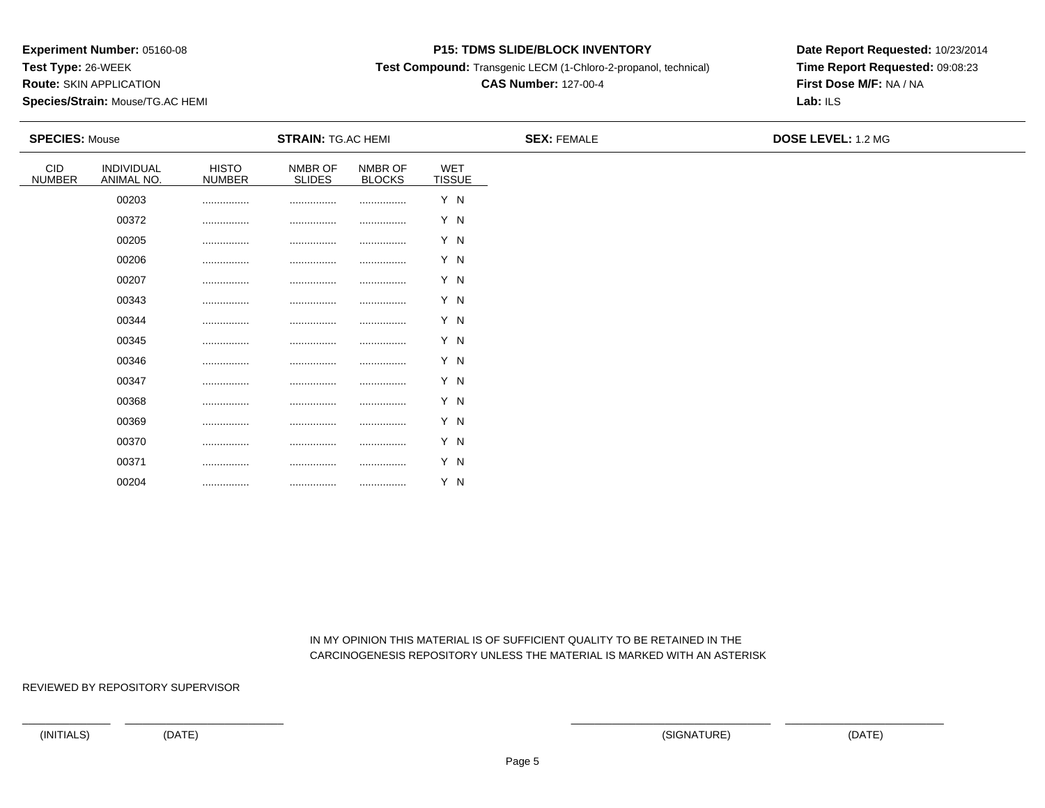**Experiment Number:** 05160-08
**Test Type:** 26-WEEK
**Route:** SKIN APPLICATION
**Species/Strain:** Mouse/TG.AC HEMI

**P15: TDMS SLIDE/BLOCK INVENTORY**
**Test Compound:** Transgenic LECM (1-Chloro-2-propanol, technical)
**CAS Number:** 127-00-4

**Date Report Requested:** 10/23/2014
**Time Report Requested:** 09:08:23
**First Dose M/F:** NA / NA
**Lab:** ILS

**SPECIES:** Mouse | **STRAIN:** TG.AC HEMI | **SEX:** FEMALE | **DOSE LEVEL:** 1.2 MG

| CID NUMBER | INDIVIDUAL ANIMAL NO. | HISTO NUMBER | NMBR OF SLIDES | NMBR OF BLOCKS | WET TISSUE |
|---|---|---|---|---|---|
| | 00203 | ................ | ................ | ................ | Y N |
| | 00372 | ................ | ................ | ................ | Y N |
| | 00205 | ................ | ................ | ................ | Y N |
| | 00206 | ................ | ................ | ................ | Y N |
| | 00207 | ................ | ................ | ................ | Y N |
| | 00343 | ................ | ................ | ................ | Y N |
| | 00344 | ................ | ................ | ................ | Y N |
| | 00345 | ................ | ................ | ................ | Y N |
| | 00346 | ................ | ................ | ................ | Y N |
| | 00347 | ................ | ................ | ................ | Y N |
| | 00368 | ................ | ................ | ................ | Y N |
| | 00369 | ................ | ................ | ................ | Y N |
| | 00370 | ................ | ................ | ................ | Y N |
| | 00371 | ................ | ................ | ................ | Y N |
| | 00204 | ................ | ................ | ................ | Y N |

IN MY OPINION THIS MATERIAL IS OF SUFFICIENT QUALITY TO BE RETAINED IN THE CARCINOGENESIS REPOSITORY UNLESS THE MATERIAL IS MARKED WITH AN ASTERISK

REVIEWED BY REPOSITORY SUPERVISOR

(INITIALS) (DATE) (SIGNATURE) (DATE)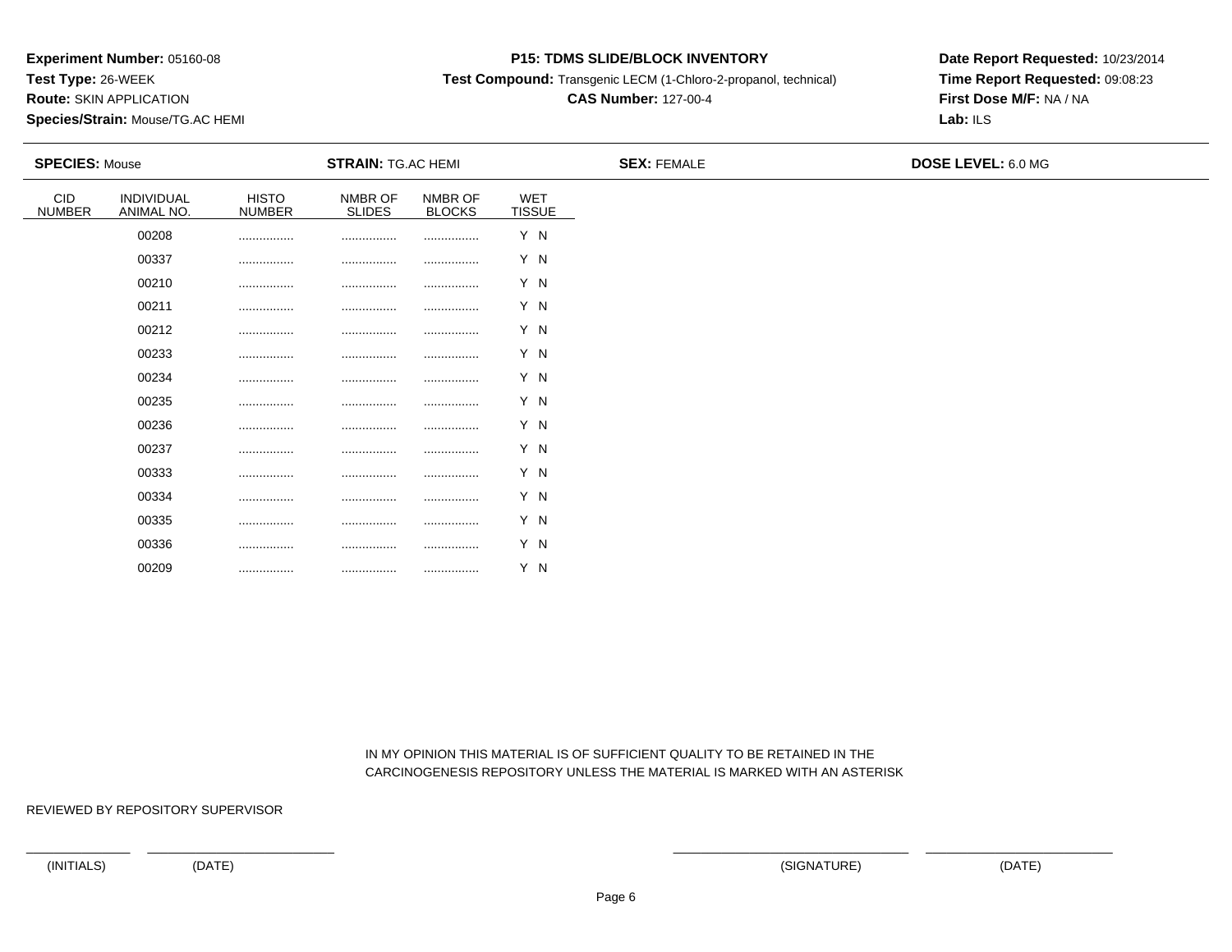**Experiment Number:** 05160-08
**Test Type:** 26-WEEK
**Route:** SKIN APPLICATION
**Species/Strain:** Mouse/TG.AC HEMI

**P15: TDMS SLIDE/BLOCK INVENTORY**
**Test Compound:** Transgenic LECM (1-Chloro-2-propanol, technical)
**CAS Number:** 127-00-4

**Date Report Requested:** 10/23/2014
**Time Report Requested:** 09:08:23
**First Dose M/F:** NA / NA
**Lab:** ILS

**SPECIES:** Mouse **STRAIN:** TG.AC HEMI **SEX:** FEMALE **DOSE LEVEL:** 6.0 MG

| CID NUMBER | INDIVIDUAL ANIMAL NO. | HISTO NUMBER | NMBR OF SLIDES | NMBR OF BLOCKS | WET TISSUE |
|---|---|---|---|---|---|
| | 00208 | ................ | ................ | ................ | Y N |
| | 00337 | ................ | ................ | ................ | Y N |
| | 00210 | ................ | ................ | ................ | Y N |
| | 00211 | ................ | ................ | ................ | Y N |
| | 00212 | ................ | ................ | ................ | Y N |
| | 00233 | ................ | ................ | ................ | Y N |
| | 00234 | ................ | ................ | ................ | Y N |
| | 00235 | ................ | ................ | ................ | Y N |
| | 00236 | ................ | ................ | ................ | Y N |
| | 00237 | ................ | ................ | ................ | Y N |
| | 00333 | ................ | ................ | ................ | Y N |
| | 00334 | ................ | ................ | ................ | Y N |
| | 00335 | ................ | ................ | ................ | Y N |
| | 00336 | ................ | ................ | ................ | Y N |
| | 00209 | ................ | ................ | ................ | Y N |

IN MY OPINION THIS MATERIAL IS OF SUFFICIENT QUALITY TO BE RETAINED IN THE CARCINOGENESIS REPOSITORY UNLESS THE MATERIAL IS MARKED WITH AN ASTERISK

REVIEWED BY REPOSITORY SUPERVISOR

(INITIALS) (DATE) (SIGNATURE) (DATE)